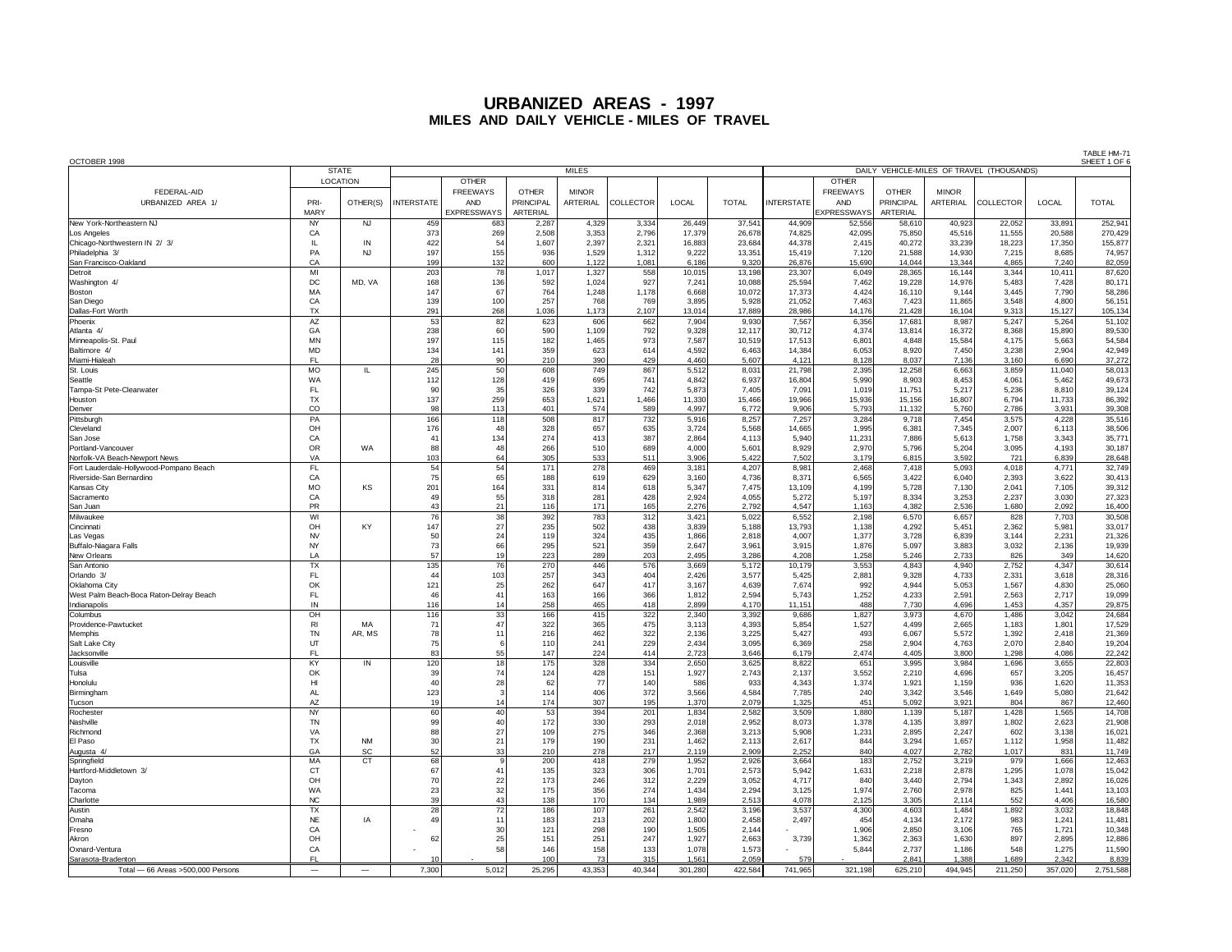# URBANIZED AREAS - 1997

## MILES AND DAILY VEHICLE - MILES OF TRAVEL

OCTOBER 1998

TABLE HM-71
SHEET 1 OF 6

| FEDERAL-AID URBANIZED AREA 1/ | STATE LOCATION PRIMARY | STATE LOCATION OTHER(S) | MILES INTERSTATE | MILES OTHER FREEWAYS AND EXPRESSWAYS | MILES OTHER PRINCIPAL ARTERIAL | MILES MINOR ARTERIAL | MILES COLLECTOR | MILES LOCAL | MILES TOTAL | DVMT (THOUSANDS) INTERSTATE | DVMT OTHER FREEWAYS AND EXPRESSWAYS | DVMT OTHER PRINCIPAL ARTERIAL | DVMT MINOR ARTERIAL | DVMT COLLECTOR | DVMT LOCAL | DVMT TOTAL |
|---|---|---|---|---|---|---|---|---|---|---|---|---|---|---|---|---|
| New York-Northeastern NJ | NY | NJ | 459 | 683 | 2,287 | 4,329 | 3,334 | 26,449 | 37,541 | 44,909 | 52,556 | 58,610 | 40,923 | 22,052 | 33,891 | 252,941 |
| Los Angeles | CA | | 373 | 269 | 2,508 | 3,353 | 2,796 | 17,379 | 26,678 | 74,825 | 42,095 | 75,850 | 45,516 | 11,555 | 20,588 | 270,429 |
| Chicago-Northwestern IN 2/ 3/ | IL | IN | 422 | 54 | 1,607 | 2,397 | 2,321 | 16,883 | 23,684 | 44,378 | 2,415 | 40,272 | 33,239 | 18,223 | 17,350 | 155,877 |
| Philadelphia 3/ | PA | NJ | 197 | 155 | 936 | 1,529 | 1,312 | 9,222 | 13,351 | 15,419 | 7,120 | 21,588 | 14,930 | 7,215 | 8,685 | 74,957 |
| San Francisco-Oakland | CA | | 199 | 132 | 600 | 1,122 | 1,081 | 6,186 | 9,320 | 26,876 | 15,690 | 14,044 | 13,344 | 4,865 | 7,240 | 82,059 |
| Detroit | MI | | 203 | 78 | 1,017 | 1,327 | 558 | 10,015 | 13,198 | 23,307 | 6,049 | 28,365 | 16,144 | 3,344 | 10,411 | 87,620 |
| Washington 4/ | DC | MD, VA | 168 | 136 | 592 | 1,024 | 927 | 7,241 | 10,088 | 25,594 | 7,462 | 19,228 | 14,976 | 5,483 | 7,428 | 80,171 |
| Boston | MA | | 147 | 67 | 764 | 1,248 | 1,178 | 6,668 | 10,072 | 17,373 | 4,424 | 16,110 | 9,144 | 3,445 | 7,790 | 58,286 |
| San Diego | CA | | 139 | 100 | 257 | 768 | 769 | 3,895 | 5,928 | 21,052 | 7,463 | 7,423 | 11,865 | 3,548 | 4,800 | 56,151 |
| Dallas-Fort Worth | TX | | 291 | 268 | 1,036 | 1,173 | 2,107 | 13,014 | 17,889 | 28,986 | 14,176 | 21,428 | 16,104 | 9,313 | 15,127 | 105,134 |
| Phoenix | AZ | | 53 | 82 | 623 | 606 | 662 | 7,904 | 9,930 | 7,567 | 6,356 | 17,681 | 8,987 | 5,247 | 5,264 | 51,102 |
| Atlanta 4/ | GA | | 238 | 60 | 590 | 1,109 | 792 | 9,328 | 12,117 | 30,712 | 4,374 | 13,814 | 16,372 | 8,368 | 15,890 | 89,530 |
| Minneapolis-St. Paul | MN | | 197 | 115 | 182 | 1,465 | 973 | 7,587 | 10,519 | 17,513 | 6,801 | 4,848 | 15,584 | 4,175 | 5,663 | 54,584 |
| Baltimore 4/ | MD | | 134 | 141 | 359 | 623 | 614 | 4,592 | 6,463 | 14,384 | 6,053 | 8,920 | 7,450 | 3,238 | 2,904 | 42,949 |
| Miami-Hialeah | FL | | 28 | 90 | 210 | 390 | 429 | 4,460 | 5,607 | 4,121 | 8,128 | 8,037 | 7,136 | 3,160 | 6,690 | 37,272 |
| St. Louis | MO | IL | 245 | 50 | 608 | 749 | 867 | 5,512 | 8,031 | 21,798 | 2,395 | 12,258 | 6,663 | 3,859 | 11,040 | 58,013 |
| Seattle | WA | | 112 | 128 | 419 | 695 | 741 | 4,842 | 6,937 | 16,804 | 5,990 | 8,903 | 8,453 | 4,061 | 5,462 | 49,673 |
| Tampa-St Pete-Clearwater | FL | | 90 | 35 | 326 | 339 | 742 | 5,873 | 7,405 | 7,091 | 1,019 | 11,751 | 5,217 | 5,236 | 8,810 | 39,124 |
| Houston | TX | | 137 | 259 | 653 | 1,621 | 1,466 | 11,330 | 15,466 | 19,966 | 15,936 | 15,156 | 16,807 | 6,794 | 11,733 | 86,392 |
| Denver | CO | | 98 | 113 | 401 | 574 | 589 | 4,997 | 6,772 | 9,906 | 5,793 | 11,132 | 5,760 | 2,786 | 3,931 | 39,308 |
| Pittsburgh | PA | | 166 | 118 | 508 | 817 | 732 | 5,916 | 8,257 | 7,257 | 3,284 | 9,718 | 7,454 | 3,575 | 4,228 | 35,516 |
| Cleveland | OH | | 176 | 48 | 328 | 657 | 635 | 3,724 | 5,568 | 14,665 | 1,995 | 6,381 | 7,345 | 2,007 | 6,113 | 38,506 |
| San Jose | CA | | 41 | 134 | 274 | 413 | 387 | 2,864 | 4,113 | 5,940 | 11,231 | 7,886 | 5,613 | 1,758 | 3,343 | 35,771 |
| Portland-Vancouver | OR | WA | 88 | 48 | 266 | 510 | 689 | 4,000 | 5,601 | 8,929 | 2,970 | 5,796 | 5,204 | 3,095 | 4,193 | 30,187 |
| Norfolk-VA Beach-Newport News | VA | | 103 | 64 | 305 | 533 | 511 | 3,906 | 5,422 | 7,502 | 3,179 | 6,815 | 3,592 | 721 | 6,839 | 28,648 |
| Fort Lauderdale-Hollywood-Pompano Beach | FL | | 54 | 54 | 171 | 278 | 469 | 3,181 | 4,207 | 8,981 | 2,468 | 7,418 | 5,093 | 4,018 | 4,771 | 32,749 |
| Riverside-San Bernardino | CA | | 75 | 65 | 188 | 619 | 629 | 3,160 | 4,736 | 8,371 | 6,565 | 3,422 | 6,040 | 2,393 | 3,622 | 30,413 |
| Kansas City | MO | KS | 201 | 164 | 331 | 814 | 618 | 5,347 | 7,475 | 13,109 | 4,199 | 5,728 | 7,130 | 2,041 | 7,105 | 39,312 |
| Sacramento | CA | | 49 | 55 | 318 | 281 | 428 | 2,924 | 4,055 | 5,272 | 5,197 | 8,334 | 3,253 | 2,237 | 3,030 | 27,323 |
| San Juan | PR | | 43 | 21 | 116 | 171 | 165 | 2,276 | 2,792 | 4,547 | 1,163 | 4,382 | 2,536 | 1,680 | 2,092 | 16,400 |
| Milwaukee | WI | | 76 | 38 | 392 | 783 | 312 | 3,421 | 5,022 | 6,552 | 2,198 | 6,570 | 6,657 | 828 | 7,703 | 30,508 |
| Cincinnati | OH | KY | 147 | 27 | 235 | 502 | 438 | 3,839 | 5,188 | 13,793 | 1,138 | 4,292 | 5,451 | 2,362 | 5,981 | 33,017 |
| Las Vegas | NV | | 50 | 24 | 119 | 324 | 435 | 1,866 | 2,818 | 4,007 | 1,377 | 3,728 | 6,839 | 3,144 | 2,231 | 21,326 |
| Buffalo-Niagara Falls | NY | | 73 | 66 | 295 | 521 | 359 | 2,647 | 3,961 | 3,915 | 1,876 | 5,097 | 3,883 | 3,032 | 2,136 | 19,939 |
| New Orleans | LA | | 57 | 19 | 223 | 289 | 203 | 2,495 | 3,286 | 4,208 | 1,258 | 5,246 | 2,733 | 826 | 349 | 14,620 |
| San Antonio | TX | | 135 | 76 | 270 | 446 | 576 | 3,669 | 5,172 | 10,179 | 3,553 | 4,843 | 4,940 | 2,752 | 4,347 | 30,614 |
| Orlando 3/ | FL | | 44 | 103 | 257 | 343 | 404 | 2,426 | 3,577 | 5,425 | 2,881 | 9,328 | 4,733 | 2,331 | 3,618 | 28,316 |
| Oklahoma City | OK | | 121 | 25 | 262 | 647 | 417 | 3,167 | 4,639 | 7,674 | 992 | 4,944 | 5,053 | 1,567 | 4,830 | 25,060 |
| West Palm Beach-Boca Raton-Delray Beach | FL | | 46 | 41 | 163 | 166 | 366 | 1,812 | 2,594 | 5,743 | 1,252 | 4,233 | 2,591 | 2,563 | 2,717 | 19,099 |
| Indianapolis | IN | | 116 | 14 | 258 | 465 | 418 | 2,899 | 4,170 | 11,151 | 488 | 7,730 | 4,696 | 1,453 | 4,357 | 29,875 |
| Columbus | OH | | 116 | 33 | 166 | 415 | 322 | 2,340 | 3,392 | 9,686 | 1,827 | 3,973 | 4,670 | 1,486 | 3,042 | 24,684 |
| Providence-Pawtucket | RI | MA | 71 | 47 | 322 | 365 | 475 | 3,113 | 4,393 | 5,854 | 1,527 | 4,499 | 2,665 | 1,183 | 1,801 | 17,529 |
| Memphis | TN | AR, MS | 78 | 11 | 216 | 462 | 322 | 2,136 | 3,225 | 5,427 | 493 | 6,067 | 5,572 | 1,392 | 2,418 | 21,369 |
| Salt Lake City | UT | | 75 | 6 | 110 | 241 | 229 | 2,434 | 3,095 | 6,369 | 258 | 2,904 | 4,763 | 2,070 | 2,840 | 19,204 |
| Jacksonville | FL | | 83 | 55 | 147 | 224 | 414 | 2,723 | 3,646 | 6,179 | 2,474 | 4,405 | 3,800 | 1,298 | 4,086 | 22,242 |
| Louisville | KY | IN | 120 | 18 | 175 | 328 | 334 | 2,650 | 3,625 | 8,822 | 651 | 3,995 | 3,984 | 1,696 | 3,655 | 22,803 |
| Tulsa | OK | | 39 | 74 | 124 | 428 | 151 | 1,927 | 2,743 | 2,137 | 3,552 | 2,210 | 4,696 | 657 | 3,205 | 16,457 |
| Honolulu | HI | | 40 | 28 | 62 | 77 | 140 | 586 | 933 | 4,343 | 1,374 | 1,921 | 1,159 | 936 | 1,620 | 11,353 |
| Birmingham | AL | | 123 | 3 | 114 | 406 | 372 | 3,566 | 4,584 | 7,785 | 240 | 3,342 | 3,546 | 1,649 | 5,080 | 21,642 |
| Tucson | AZ | | 19 | 14 | 174 | 307 | 195 | 1,370 | 2,079 | 1,325 | 451 | 5,092 | 3,921 | 804 | 867 | 12,460 |
| Rochester | NY | | 60 | 40 | 53 | 394 | 201 | 1,834 | 2,582 | 3,509 | 1,880 | 1,139 | 5,187 | 1,428 | 1,565 | 14,708 |
| Nashville | TN | | 99 | 40 | 172 | 330 | 293 | 2,018 | 2,952 | 8,073 | 1,378 | 4,135 | 3,897 | 1,802 | 2,623 | 21,908 |
| Richmond | VA | | 88 | 27 | 109 | 275 | 346 | 2,368 | 3,213 | 5,908 | 1,231 | 2,895 | 2,247 | 602 | 3,138 | 16,021 |
| El Paso | TX | NM | 30 | 21 | 179 | 190 | 231 | 1,462 | 2,113 | 2,617 | 844 | 3,294 | 1,657 | 1,112 | 1,958 | 11,482 |
| Augusta 4/ | GA | SC | 52 | 33 | 210 | 278 | 217 | 2,119 | 2,909 | 2,252 | 840 | 4,027 | 2,782 | 1,017 | 831 | 11,749 |
| Springfield | MA | CT | 68 | 9 | 200 | 418 | 279 | 1,952 | 2,926 | 3,664 | 183 | 2,752 | 3,219 | 979 | 1,666 | 12,463 |
| Hartford-Middletown 3/ | CT | | 67 | 41 | 135 | 323 | 306 | 1,701 | 2,573 | 5,942 | 1,631 | 2,218 | 2,878 | 1,295 | 1,078 | 15,042 |
| Dayton | OH | | 70 | 22 | 173 | 246 | 312 | 2,229 | 3,052 | 4,717 | 840 | 3,440 | 2,794 | 1,343 | 2,892 | 16,026 |
| Tacoma | WA | | 23 | 32 | 175 | 356 | 274 | 1,434 | 2,294 | 3,125 | 1,974 | 2,760 | 2,978 | 825 | 1,441 | 13,103 |
| Charlotte | NC | | 39 | 43 | 138 | 170 | 134 | 1,989 | 2,513 | 4,078 | 2,125 | 3,305 | 2,114 | 552 | 4,406 | 16,580 |
| Austin | TX | | 28 | 72 | 186 | 107 | 261 | 2,542 | 3,196 | 3,537 | 4,300 | 4,603 | 1,484 | 1,892 | 3,032 | 18,848 |
| Omaha | NE | IA | 49 | 11 | 183 | 213 | 202 | 1,800 | 2,458 | 2,497 | 454 | 4,134 | 2,172 | 983 | 1,241 | 11,481 |
| Fresno | CA | | - | 30 | 121 | 298 | 190 | 1,505 | 2,144 | - | 1,906 | 2,850 | 3,106 | 765 | 1,721 | 10,348 |
| Akron | OH | | 62 | 25 | 151 | 251 | 247 | 1,927 | 2,663 | 3,739 | 1,362 | 2,363 | 1,630 | 897 | 2,895 | 12,886 |
| Oxnard-Ventura | CA | | - | 58 | 146 | 158 | 133 | 1,078 | 1,573 | - | 5,844 | 2,737 | 1,186 | 548 | 1,275 | 11,590 |
| Sarasota-Bradenton | FL | | 10 | - | 100 | 73 | 315 | 1,561 | 2,059 | 579 | - | 2,841 | 1,388 | 1,689 | 2,342 | 8,839 |
| Total — 66 Areas >500,000 Persons | — | — | 7,300 | 5,012 | 25,295 | 43,353 | 40,344 | 301,280 | 422,584 | 741,965 | 321,198 | 625,210 | 494,945 | 211,250 | 357,020 | 2,751,588 |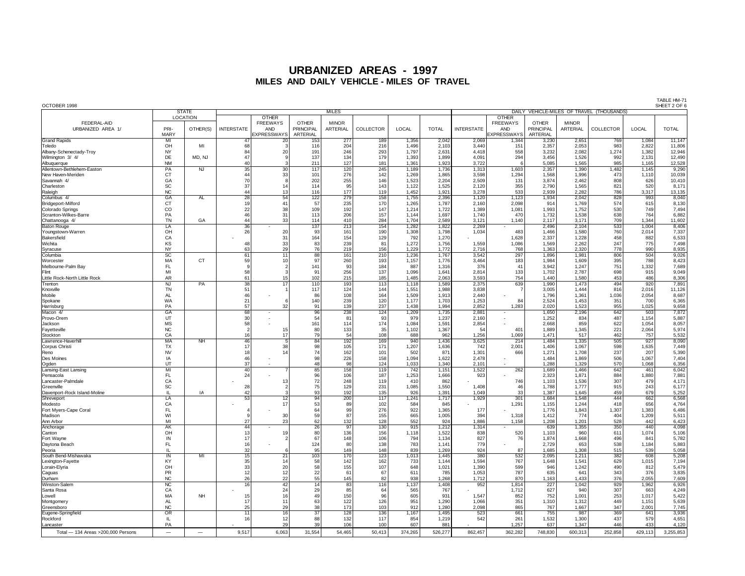# URBANIZED AREAS - 1997
## MILES AND DAILY VEHICLE - MILES OF TRAVEL

OCTOBER 1998

TABLE HM-71
SHEET 2 OF 6

| FEDERAL-AID URBANIZED AREA 1/ | STATE LOCATION | | MILES | | | | | | | DAILY VEHICLE-MILES OF TRAVEL (THOUSANDS) | | | | | | |
|---|---|---|---|---|---|---|---|---|---|---|---|---|---|---|---|---|
| | PRIMARY | OTHER(S) | INTERSTATE | OTHER FREEWAYS AND EXPRESSWAYS | OTHER PRINCIPAL ARTERIAL | MINOR ARTERIAL | COLLECTOR | LOCAL | TOTAL | INTERSTATE | OTHER FREEWAYS AND EXPRESSWAYS | OTHER PRINCIPAL ARTERIAL | MINOR ARTERIAL | COLLECTOR | LOCAL | TOTAL |
| Grand Rapids | MI | | 47 | 20 | 153 | 277 | 189 | 1,356 | 2,042 | 2,069 | 1,344 | 3,230 | 2,651 | 769 | 1,084 | 11,147 |
| Toledo | OH | MI | 68 | 3 | 116 | 204 | 216 | 1,496 | 2,103 | 3,440 | 151 | 2,357 | 2,053 | 983 | 2,822 | 11,806 |
| Albany-Schenectady-Troy | NY | | 84 | 20 | 191 | 246 | 293 | 1,797 | 2,631 | 4,418 | 558 | 3,232 | 2,082 | 1,274 | 1,382 | 12,946 |
| Wilmington 3/ 4/ | DE | MD, NJ | 47 | 9 | 137 | 134 | 179 | 1,393 | 1,899 | 4,091 | 294 | 3,456 | 1,526 | 992 | 2,131 | 12,490 |
| Albuquerque | NM | | 40 | 3 | 211 | 127 | 181 | 1,361 | 1,923 | 3,722 | 6 | 5,085 | 1,565 | 985 | 1,165 | 12,528 |
| Allentown-Bethlehem-Easton | PA | NJ | 35 | 30 | 117 | 120 | 245 | 1,189 | 1,736 | 1,313 | 1,603 | 2,357 | 1,390 | 1,482 | 1,145 | 9,290 |
| New Haven-Meriden | CT | | 44 | 33 | 101 | 276 | 142 | 1,269 | 1,865 | 3,598 | 1,294 | 1,568 | 1,996 | 473 | 1,110 | 10,039 |
| Savannah 4/ | GA | | 70 | 8 | 202 | 255 | 146 | 1,523 | 2,204 | 2,509 | 131 | 3,874 | 2,462 | 808 | 626 | 10,410 |
| Charleston | SC | | 37 | 14 | 114 | 95 | 143 | 1,122 | 1,525 | 2,120 | 355 | 2,790 | 1,565 | 821 | 520 | 8,171 |
| Raleigh | NC | | 44 | 13 | 116 | 177 | 119 | 1,452 | 1,921 | 3,278 | 533 | 2,939 | 2,282 | 786 | 3,317 | 13,135 |
| Columbus 4/ | GA | AL | 28 | 54 | 122 | 279 | 158 | 1,755 | 2,396 | 1,120 | 1,123 | 1,934 | 2,042 | 828 | 993 | 8,040 |
| Bridgeport-Milford | CT | | 19 | 41 | 57 | 235 | 170 | 1,265 | 1,787 | 2,160 | 2,098 | 914 | 1,769 | 574 | 615 | 8,130 |
| Colorado Springs | CO | | 22 | 38 | 109 | 192 | 147 | 1,214 | 1,722 | 1,389 | 1,081 | 1,993 | 1,752 | 530 | 749 | 7,494 |
| Scranton-Wilkes-Barre | PA | | 46 | 31 | 113 | 206 | 157 | 1,144 | 1,697 | 1,740 | 470 | 1,732 | 1,538 | 638 | 764 | 6,882 |
| Chattanooga 4/ | TN | GA | 44 | 33 | 114 | 410 | 284 | 1,704 | 2,589 | 3,121 | 1,140 | 2,117 | 3,171 | 709 | 1,344 | 11,602 |
| Baton Rouge | LA | | 36 | - | 137 | 213 | 154 | 1,282 | 1,822 | 2,269 | - | 2,496 | 2,104 | 533 | 1,004 | 8,406 |
| Youngstown-Warren | OH | | 26 | 20 | 93 | 161 | 190 | 1,308 | 1,798 | 1,034 | 483 | 1,466 | 1,580 | 760 | 2,014 | 7,337 |
| Bakersfield | CA | | - | 31 | 164 | 154 | 129 | 792 | 1,270 | - | 1,628 | 2,337 | 1,228 | 458 | 882 | 6,533 |
| Wichita | KS | | 48 | 33 | 83 | 239 | 81 | 1,272 | 1,756 | 1,559 | 1,086 | 1,569 | 2,262 | 247 | 775 | 7,498 |
| Syracuse | NY | | 63 | 29 | 76 | 219 | 156 | 1,229 | 1,772 | 2,716 | 768 | 1,363 | 2,320 | 778 | 990 | 8,935 |
| Columbia | SC | | 61 | 11 | 88 | 161 | 210 | 1,236 | 1,767 | 3,542 | 297 | 1,896 | 1,981 | 806 | 504 | 9,026 |
| Worcester | MA | CT | 59 | 10 | 97 | 260 | 193 | 1,157 | 1,776 | 3,464 | 183 | 1,984 | 1,609 | 395 | 788 | 8,423 |
| Melbourne-Palm Bay | FL | | 9 | 2 | 141 | 93 | 184 | 887 | 1,316 | 376 | 41 | 3,942 | 1,247 | 751 | 1,332 | 7,689 |
| Flint | MI | | 58 | 3 | 91 | 256 | 137 | 1,096 | 1,641 | 2,814 | 133 | 1,702 | 2,787 | 698 | 915 | 9,049 |
| Little Rock-North Little Rock | AR | | 61 | 15 | 102 | 215 | 185 | 1,485 | 2,063 | 3,593 | 754 | 1,440 | 1,580 | 453 | 486 | 8,306 |
| Trenton | NJ | PA | 38 | 17 | 110 | 193 | 113 | 1,118 | 1,589 | 2,375 | 639 | 1,990 | 1,473 | 494 | 920 | 7,891 |
| Knoxville | TN | | 51 | 1 | 117 | 124 | 144 | 1,551 | 1,988 | 3,838 | 7 | 3,005 | 1,444 | 816 | 2,016 | 11,126 |
| Mobile | AL | | 46 | - | 86 | 108 | 164 | 1,509 | 1,913 | 2,440 | - | 1,796 | 1,361 | 1,036 | 2,054 | 8,687 |
| Spokane | WA | | 21 | 6 | 140 | 239 | 120 | 1,177 | 1,703 | 1,253 | 84 | 2,524 | 1,453 | 351 | 700 | 6,365 |
| Harrisburg | PA | | 57 | 32 | 91 | 139 | 237 | 1,438 | 1,994 | 2,852 | 1,283 | 2,020 | 1,523 | 955 | 1,025 | 9,658 |
| Macon 4/ | GA | | 68 | - | 96 | 238 | 124 | 1,209 | 1,735 | 2,881 | - | 1,650 | 2,196 | 642 | 503 | 7,872 |
| Provo-Orem | UT | | 30 | - | 54 | 81 | 93 | 979 | 1,237 | 2,160 | - | 1,252 | 834 | 487 | 1,154 | 5,887 |
| Jackson | MS | | 58 | - | 161 | 114 | 174 | 1,084 | 1,591 | 2,854 | - | 2,668 | 859 | 622 | 1,054 | 8,057 |
| Fayetteville | NC | | 2 | 15 | 80 | 133 | 35 | 1,102 | 1,367 | 54 | 401 | 1,889 | 1,345 | 221 | 2,064 | 5,974 |
| Stockton | CA | | 16 | 17 | 79 | 54 | 108 | 688 | 962 | 1,256 | 1,069 | 1,471 | 517 | 462 | 757 | 5,532 |
| Lawrence-Haverhill | MA | NH | 46 | 5 | 84 | 192 | 169 | 940 | 1,436 | 3,625 | 214 | 1,484 | 1,335 | 505 | 927 | 8,090 |
| Corpus Christi | TX | | 17 | 38 | 98 | 105 | 171 | 1,207 | 1,636 | 742 | 2,001 | 1,406 | 1,067 | 598 | 1,635 | 7,449 |
| Reno | NV | | 18 | 14 | 74 | 162 | 101 | 502 | 871 | 1,301 | 666 | 1,271 | 1,708 | 237 | 207 | 5,390 |
| Des Moines | IA | | 46 | - | 98 | 226 | 158 | 1,094 | 1,622 | 2,478 | - | 1,484 | 1,869 | 506 | 1,067 | 7,404 |
| Ogden | UT | | 37 | - | 48 | 98 | 124 | 1,033 | 1,340 | 2,101 | - | 1,288 | 1,329 | 570 | 1,068 | 6,356 |
| Lansing-East Lansing | MI | | 40 | 7 | 85 | 158 | 119 | 742 | 1,151 | 1,522 | 262 | 1,689 | 1,466 | 642 | 461 | 6,042 |
| Pensacola | FL | | 24 | - | 96 | 106 | 187 | 1,253 | 1,666 | 923 | - | 2,323 | 1,871 | 884 | 1,880 | 7,881 |
| Lancaster-Palmdale | CA | | - | 13 | 72 | 248 | 119 | 410 | 862 | - | 746 | 1,103 | 1,536 | 307 | 479 | 4,171 |
| Greenville | SC | | 28 | 2 | 75 | 129 | 231 | 1,085 | 1,550 | 1,408 | 46 | 1,788 | 1,777 | 915 | 243 | 6,177 |
| Davenport-Rock Island-Moline | IL | IA | 42 | 3 | 93 | 192 | 135 | 926 | 1,391 | 1,049 | 33 | 1,387 | 1,645 | 459 | 679 | 5,252 |
| Shreveport | LA | | 53 | 12 | 94 | 200 | 117 | 1,241 | 1,717 | 1,929 | 301 | 1,684 | 1,548 | 444 | 662 | 6,568 |
| Modesto | CA | | - | 17 | 53 | 89 | 102 | 584 | 845 | - | 1,291 | 1,155 | 1,244 | 418 | 656 | 4,764 |
| Fort Myers-Cape Coral | FL | | 4 | - | 64 | 99 | 276 | 922 | 1,365 | 177 | - | 1,776 | 1,843 | 1,307 | 1,383 | 6,486 |
| Madison | WI | | 9 | 30 | 59 | 87 | 155 | 665 | 1,005 | 394 | 1,318 | 1,412 | 774 | 404 | 1,209 | 5,511 |
| Ann Arbor | MI | | 27 | 23 | 62 | 132 | 128 | 552 | 924 | 1,886 | 1,158 | 1,208 | 1,201 | 528 | 442 | 6,423 |
| Anchorage | AK | | 44 | - | 26 | 97 | 130 | 915 | 1,212 | 1,314 | - | 639 | 1,355 | 350 | 440 | 4,098 |
| Canton | OH | | 13 | 19 | 80 | 136 | 156 | 1,118 | 1,522 | 838 | 520 | 1,103 | 960 | 611 | 1,074 | 5,106 |
| Fort Wayne | IN | | 17 | 2 | 67 | 148 | 106 | 794 | 1,134 | 827 | 76 | 1,874 | 1,668 | 496 | 841 | 5,782 |
| Daytona Beach | FL | | 16 | - | 124 | 80 | 138 | 783 | 1,141 | 779 | - | 2,729 | 653 | 538 | 1,184 | 5,883 |
| Peoria | IL | | 32 | 6 | 95 | 149 | 148 | 839 | 1,269 | 924 | 87 | 1,685 | 1,308 | 515 | 539 | 5,058 |
| South Bend-Mishawaka | IN | MI | 15 | 21 | 103 | 170 | 123 | 1,013 | 1,445 | 380 | 532 | 2,095 | 1,211 | 382 | 608 | 5,208 |
| Lexington-Fayette | KY | | 35 | 14 | 58 | 142 | 162 | 733 | 1,144 | 1,594 | 767 | 1,648 | 1,541 | 629 | 1,015 | 7,194 |
| Lorain-Elyria | OH | | 33 | 20 | 58 | 155 | 107 | 648 | 1,021 | 1,390 | 599 | 946 | 1,242 | 490 | 812 | 5,479 |
| Caguas | PR | | 12 | 12 | 22 | 61 | 67 | 611 | 785 | 1,053 | 787 | 635 | 641 | 343 | 376 | 3,835 |
| Durham | NC | | 26 | 22 | 55 | 145 | 82 | 938 | 1,268 | 1,712 | 870 | 1,163 | 1,433 | 376 | 2,055 | 7,609 |
| Winston-Salem | NC | | 16 | 42 | 14 | 83 | 116 | 1,137 | 1,408 | 952 | 1,814 | 227 | 1,042 | 929 | 1,962 | 6,926 |
| Santa Rosa | CA | | - | 24 | 29 | 85 | 64 | 565 | 767 | - | 1,712 | 627 | 940 | 307 | 663 | 4,249 |
| Lowell | MA | NH | 15 | 16 | 49 | 150 | 96 | 605 | 931 | 1,547 | 852 | 752 | 1,001 | 253 | 1,017 | 5,422 |
| Montgomery | AL | | 17 | 11 | 63 | 122 | 126 | 951 | 1,290 | 1,066 | 351 | 1,310 | 1,312 | 449 | 1,151 | 5,639 |
| Greensboro | NC | | 25 | 29 | 38 | 173 | 103 | 912 | 1,280 | 2,098 | 865 | 767 | 1,667 | 347 | 2,001 | 7,745 |
| Eugene-Springfield | OR | | 11 | 16 | 37 | 128 | 136 | 1,167 | 1,495 | 523 | 661 | 755 | 987 | 369 | 641 | 3,936 |
| Rockford | IL | | 16 | 12 | 88 | 132 | 117 | 854 | 1,219 | 542 | 261 | 1,532 | 1,300 | 437 | 579 | 4,651 |
| Lancaster | PA | | - | 29 | 39 | 106 | 100 | 607 | 881 | - | 1,257 | 637 | 1,347 | 446 | 433 | 4,120 |
| Total — 134 Areas >200,000 Persons | — | — | 9,517 | 6,063 | 31,554 | 54,465 | 50,413 | 374,265 | 526,277 | 862,457 | 362,282 | 748,830 | 600,313 | 252,858 | 429,113 | 3,255,853 |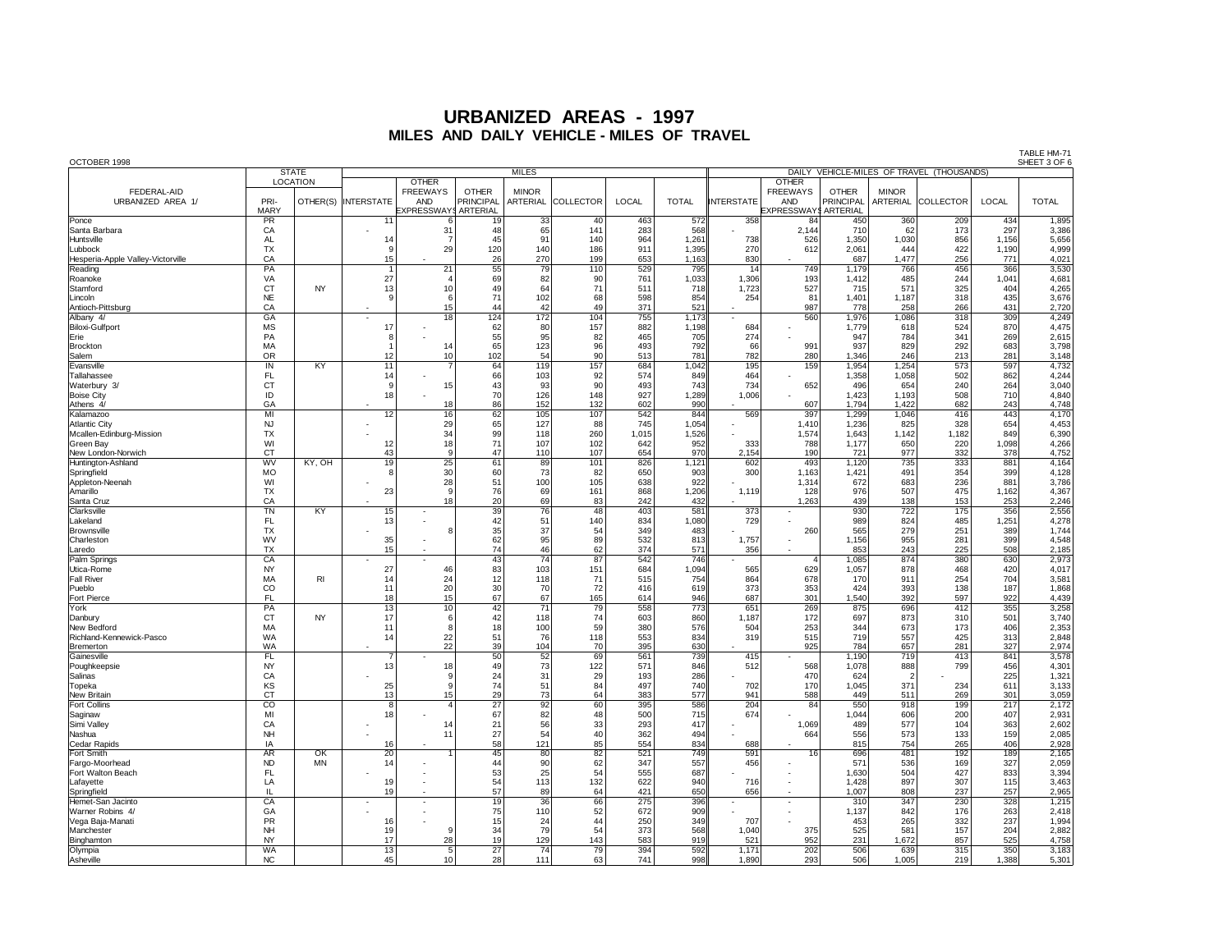# URBANIZED AREAS - 1997
## MILES AND DAILY VEHICLE - MILES OF TRAVEL

OCTOBER 1998

TABLE HM-71
SHEET 3 OF 6

| FEDERAL-AID URBANIZED AREA 1/ | STATE LOCATION | | MILES | | | | | | | DAILY VEHICLE-MILES OF TRAVEL (THOUSANDS) | | | | | | |
|---|---|---|---|---|---|---|---|---|---|---|---|---|---|---|---|---|
| | PRIMARY | OTHER(S) | INTERSTATE | OTHER FREEWAYS AND EXPRESSWAYS | OTHER PRINCIPAL ARTERIAL | MINOR ARTERIAL | COLLECTOR | LOCAL | TOTAL | INTERSTATE | OTHER FREEWAYS AND EXPRESSWAYS | OTHER PRINCIPAL ARTERIAL | MINOR ARTERIAL | COLLECTOR | LOCAL | TOTAL |
| Ponce | PR | | 11 | 6 | 19 | 33 | 40 | 463 | 572 | 358 | 84 | 450 | 360 | 209 | 434 | 1,895 |
| Santa Barbara | CA | | - | 31 | 48 | 65 | 141 | 283 | 568 | - | 2,144 | 710 | 62 | 173 | 297 | 3,386 |
| Huntsville | AL | | 14 | 7 | 45 | 91 | 140 | 964 | 1,261 | 738 | 526 | 1,350 | 1,030 | 856 | 1,156 | 5,656 |
| Lubbock | TX | | 9 | 29 | 120 | 140 | 186 | 911 | 1,395 | 270 | 612 | 2,061 | 444 | 422 | 1,190 | 4,999 |
| Hesperia-Apple Valley-Victorville | CA | | 15 | - | 26 | 270 | 199 | 653 | 1,163 | 830 | - | 687 | 1,477 | 256 | 771 | 4,021 |
| Reading | PA | | 1 | 21 | 55 | 79 | 110 | 529 | 795 | 14 | 749 | 1,179 | 766 | 456 | 366 | 3,530 |
| Roanoke | VA | | 27 | 4 | 69 | 82 | 90 | 761 | 1,033 | 1,306 | 193 | 1,412 | 485 | 244 | 1,041 | 4,681 |
| Stamford | CT | NY | 13 | 10 | 49 | 64 | 71 | 511 | 718 | 1,723 | 527 | 715 | 571 | 325 | 404 | 4,265 |
| Lincoln | NE | | 9 | 6 | 71 | 102 | 68 | 598 | 854 | 254 | 81 | 1,401 | 1,187 | 318 | 435 | 3,676 |
| Antioch-Pittsburg | CA | | - | 15 | 44 | 42 | 49 | 371 | 521 | - | 987 | 778 | 258 | 266 | 431 | 2,720 |
| Albany 4/ | GA | | - | 18 | 124 | 172 | 104 | 755 | 1,173 | - | 560 | 1,976 | 1,086 | 318 | 309 | 4,249 |
| Biloxi-Gulfport | MS | | 17 | - | 62 | 80 | 157 | 882 | 1,198 | 684 | - | 1,779 | 618 | 524 | 870 | 4,475 |
| Erie | PA | | 8 | - | 55 | 95 | 82 | 465 | 705 | 274 | - | 947 | 784 | 341 | 269 | 2,615 |
| Brockton | MA | | 1 | 14 | 65 | 123 | 96 | 493 | 792 | 66 | 991 | 937 | 829 | 292 | 683 | 3,798 |
| Salem | OR | | 12 | 10 | 102 | 54 | 90 | 513 | 781 | 782 | 280 | 1,346 | 246 | 213 | 281 | 3,148 |
| Evansville | IN | KY | 11 | 7 | 64 | 119 | 157 | 684 | 1,042 | 195 | 159 | 1,954 | 1,254 | 573 | 597 | 4,732 |
| Tallahassee | FL | | 14 | - | 66 | 103 | 92 | 574 | 849 | 464 | - | 1,358 | 1,058 | 502 | 862 | 4,244 |
| Waterbury 3/ | CT | | 9 | 15 | 43 | 93 | 90 | 493 | 743 | 734 | 652 | 496 | 654 | 240 | 264 | 3,040 |
| Boise City | ID | | 18 | - | 70 | 126 | 148 | 927 | 1,289 | 1,006 | - | 1,423 | 1,193 | 508 | 710 | 4,840 |
| Athens 4/ | GA | | - | 18 | 86 | 152 | 132 | 602 | 990 | - | 607 | 1,794 | 1,422 | 682 | 243 | 4,748 |
| Kalamazoo | MI | | 12 | 16 | 62 | 105 | 107 | 542 | 844 | 569 | 397 | 1,299 | 1,046 | 416 | 443 | 4,170 |
| Atlantic City | NJ | | - | 29 | 65 | 127 | 88 | 745 | 1,054 | - | 1,410 | 1,236 | 825 | 328 | 654 | 4,453 |
| Mcallen-Edinburg-Mission | TX | | - | 34 | 99 | 118 | 260 | 1,015 | 1,526 | - | 1,574 | 1,643 | 1,142 | 1,182 | 849 | 6,390 |
| Green Bay | WI | | 12 | 18 | 71 | 107 | 102 | 642 | 952 | 333 | 788 | 1,177 | 650 | 220 | 1,098 | 4,266 |
| New London-Norwich | CT | | 43 | 9 | 47 | 110 | 107 | 654 | 970 | 2,154 | 190 | 721 | 977 | 332 | 378 | 4,752 |
| Huntington-Ashland | WV | KY, OH | 19 | 25 | 61 | 89 | 101 | 826 | 1,121 | 602 | 493 | 1,120 | 735 | 333 | 881 | 4,164 |
| Springfield | MO | | 8 | 30 | 60 | 73 | 82 | 650 | 903 | 300 | 1,163 | 1,421 | 491 | 354 | 399 | 4,128 |
| Appleton-Neenah | WI | | - | 28 | 51 | 100 | 105 | 638 | 922 | - | 1,314 | 672 | 683 | 236 | 881 | 3,786 |
| Amarillo | TX | | 23 | 9 | 76 | 69 | 161 | 868 | 1,206 | 1,119 | 128 | 976 | 507 | 475 | 1,162 | 4,367 |
| Santa Cruz | CA | | - | 18 | 20 | 69 | 83 | 242 | 432 | - | 1,263 | 439 | 138 | 153 | 253 | 2,246 |
| Clarksville | TN | KY | 15 | - | 39 | 76 | 48 | 403 | 581 | 373 | - | 930 | 722 | 175 | 356 | 2,556 |
| Lakeland | FL | | 13 | - | 42 | 51 | 140 | 834 | 1,080 | 729 | - | 989 | 824 | 485 | 1,251 | 4,278 |
| Brownsville | TX | | - | 8 | 35 | 37 | 54 | 349 | 483 | - | 260 | 565 | 279 | 251 | 389 | 1,744 |
| Charleston | WV | | 35 | - | 62 | 95 | 89 | 532 | 813 | 1,757 | - | 1,156 | 955 | 281 | 399 | 4,548 |
| Laredo | TX | | 15 | - | 74 | 46 | 62 | 374 | 571 | 356 | - | 853 | 243 | 225 | 508 | 2,185 |
| Palm Springs | CA | | - | - | 43 | 74 | 87 | 542 | 746 | - | 4 | 1,085 | 874 | 380 | 630 | 2,973 |
| Utica-Rome | NY | | 27 | 46 | 83 | 103 | 151 | 684 | 1,094 | 565 | 629 | 1,057 | 878 | 468 | 420 | 4,017 |
| Fall River | MA | RI | 14 | 24 | 12 | 118 | 71 | 515 | 754 | 864 | 678 | 170 | 911 | 254 | 704 | 3,581 |
| Pueblo | CO | | 11 | 20 | 30 | 70 | 72 | 416 | 619 | 373 | 353 | 424 | 393 | 138 | 187 | 1,868 |
| Fort Pierce | FL | | 18 | 15 | 67 | 67 | 165 | 614 | 946 | 687 | 301 | 1,540 | 392 | 597 | 922 | 4,439 |
| York | PA | | 13 | 10 | 42 | 71 | 79 | 558 | 773 | 651 | 269 | 875 | 696 | 412 | 355 | 3,258 |
| Danbury | CT | NY | 17 | 6 | 42 | 118 | 74 | 603 | 860 | 1,187 | 172 | 697 | 873 | 310 | 501 | 3,740 |
| New Bedford | MA | | 11 | 8 | 18 | 100 | 59 | 380 | 576 | 504 | 253 | 344 | 673 | 173 | 406 | 2,353 |
| Richland-Kennewick-Pasco | WA | | 14 | 22 | 51 | 76 | 118 | 553 | 834 | 319 | 515 | 719 | 557 | 425 | 313 | 2,848 |
| Bremerton | WA | | - | 22 | 39 | 104 | 70 | 395 | 630 | - | 925 | 784 | 657 | 281 | 327 | 2,974 |
| Gainesville | FL | | 7 | - | 50 | 52 | 69 | 561 | 739 | 415 | - | 1,190 | 719 | 413 | 841 | 3,578 |
| Poughkeepsie | NY | | 13 | 18 | 49 | 73 | 122 | 571 | 846 | 512 | 568 | 1,078 | 888 | 799 | 456 | 4,301 |
| Salinas | CA | | - | 9 | 24 | 31 | 29 | 193 | 286 | - | 470 | 624 | 2 | - | 225 | 1,321 |
| Topeka | KS | | 25 | 9 | 74 | 51 | 84 | 497 | 740 | 702 | 170 | 1,045 | 371 | 234 | 611 | 3,133 |
| New Britain | CT | | 13 | 15 | 29 | 73 | 64 | 383 | 577 | 941 | 588 | 449 | 511 | 269 | 301 | 3,059 |
| Fort Collins | CO | | 8 | 4 | 27 | 92 | 60 | 395 | 586 | 204 | 84 | 550 | 918 | 199 | 217 | 2,172 |
| Saginaw | MI | | 18 | - | 67 | 82 | 48 | 500 | 715 | 674 | - | 1,044 | 606 | 200 | 407 | 2,931 |
| Simi Valley | CA | | - | 14 | 21 | 56 | 33 | 293 | 417 | - | 1,069 | 489 | 577 | 104 | 363 | 2,602 |
| Nashua | NH | | - | 11 | 27 | 54 | 40 | 362 | 494 | - | 664 | 556 | 573 | 133 | 159 | 2,085 |
| Cedar Rapids | IA | | 16 | - | 58 | 121 | 85 | 554 | 834 | 688 | - | 815 | 754 | 265 | 406 | 2,928 |
| Fort Smith | AR | OK | 20 | 1 | 45 | 80 | 82 | 521 | 749 | 591 | 16 | 696 | 481 | 192 | 189 | 2,165 |
| Fargo-Moorhead | ND | MN | 14 | - | 44 | 90 | 62 | 347 | 557 | 456 | - | 571 | 536 | 169 | 327 | 2,059 |
| Fort Walton Beach | FL | | - | - | 53 | 25 | 54 | 555 | 687 | - | - | 1,630 | 504 | 427 | 833 | 3,394 |
| Lafayette | LA | | 19 | - | 54 | 113 | 132 | 622 | 940 | 716 | - | 1,428 | 897 | 307 | 115 | 3,463 |
| Springfield | IL | | 19 | - | 57 | 89 | 64 | 421 | 650 | 656 | - | 1,007 | 808 | 237 | 257 | 2,965 |
| Hemet-San Jacinto | CA | | - | - | 19 | 36 | 66 | 275 | 396 | - | - | 310 | 347 | 230 | 328 | 1,215 |
| Warner Robins 4/ | GA | | - | - | 75 | 110 | 52 | 672 | 909 | - | - | 1,137 | 842 | 176 | 263 | 2,418 |
| Vega Baja-Manati | PR | | 16 | - | 15 | 24 | 44 | 250 | 349 | 707 | - | 453 | 265 | 332 | 237 | 1,994 |
| Manchester | NH | | 19 | 9 | 34 | 79 | 54 | 373 | 568 | 1,040 | 375 | 525 | 581 | 157 | 204 | 2,882 |
| Binghamton | NY | | 17 | 28 | 19 | 129 | 143 | 583 | 919 | 521 | 952 | 231 | 1,672 | 857 | 525 | 4,758 |
| Olympia | WA | | 13 | 5 | 27 | 74 | 79 | 394 | 592 | 1,171 | 202 | 506 | 639 | 315 | 350 | 3,183 |
| Asheville | NC | | 45 | 10 | 28 | 111 | 63 | 741 | 998 | 1,890 | 293 | 506 | 1,005 | 219 | 1,388 | 5,301 |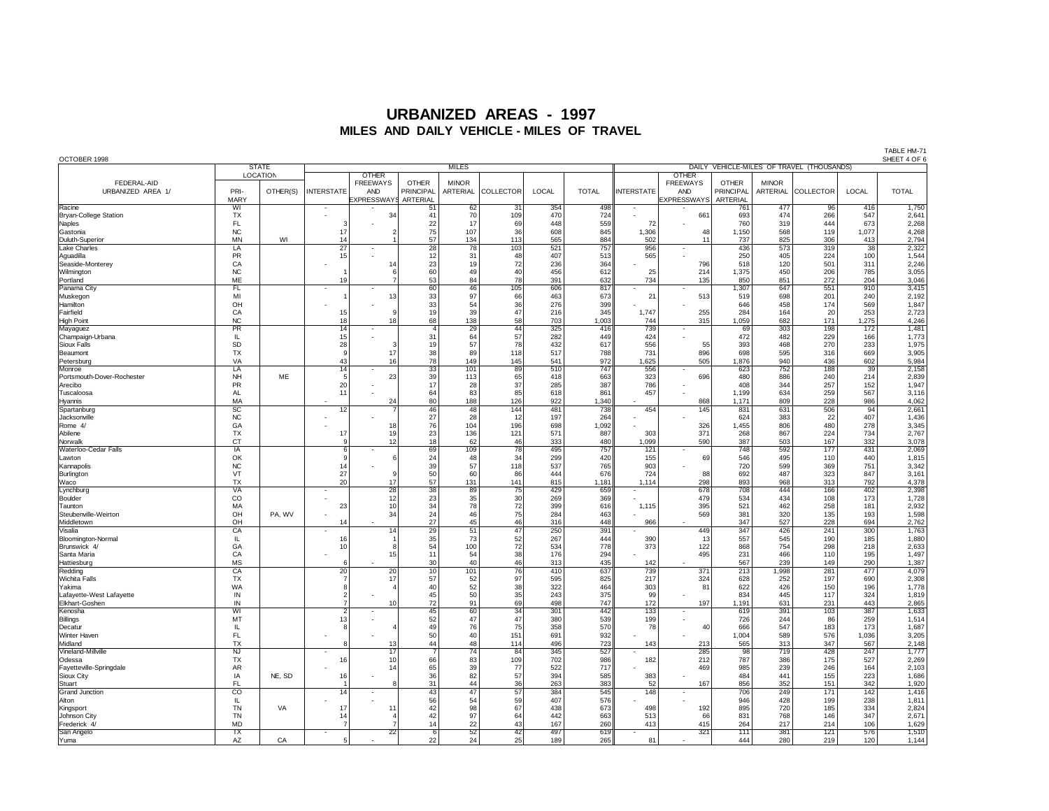# URBANIZED AREAS - 1997

## MILES AND DAILY VEHICLE - MILES OF TRAVEL

OCTOBER 1998

TABLE HM-71
SHEET 4 OF 6

| FEDERAL-AID URBANIZED AREA 1/ | STATE LOCATION | | MILES | | | | | | | DAILY VEHICLE-MILES OF TRAVEL (THOUSANDS) | | | | | | |
|---|---|---|---|---|---|---|---|---|---|---|---|---|---|---|---|---|
| | PRIMARY | OTHER(S) | INTERSTATE | OTHER FREEWAYS AND EXPRESSWAYS | OTHER PRINCIPAL ARTERIAL | MINOR ARTERIAL | COLLECTOR | LOCAL | TOTAL | INTERSTATE | OTHER FREEWAYS AND EXPRESSWAYS | OTHER PRINCIPAL ARTERIAL | MINOR ARTERIAL | COLLECTOR | LOCAL | TOTAL |
| Racine | WI | | - | - | 51 | 62 | 31 | 354 | 498 | - | - | 761 | 477 | 96 | 416 | 1,750 |
| Bryan-College Station | TX | | - | 34 | 41 | 70 | 109 | 470 | 724 | - | 661 | 693 | 474 | 266 | 547 | 2,641 |
| Naples | FL | | 3 | - | 22 | 17 | 69 | 448 | 559 | 72 | - | 760 | 319 | 444 | 673 | 2,268 |
| Gastonia | NC | | 17 | 2 | 75 | 107 | 36 | 608 | 845 | 1,306 | 48 | 1,150 | 568 | 119 | 1,077 | 4,268 |
| Duluth-Superior | MN | WI | 14 | 1 | 57 | 134 | 113 | 565 | 884 | 502 | 11 | 737 | 825 | 306 | 413 | 2,794 |
| Lake Charles | LA | | 27 | - | 28 | 78 | 103 | 521 | 757 | 956 | - | 436 | 573 | 319 | 38 | 2,322 |
| Aguadilla | PR | | 15 | - | 12 | 31 | 48 | 407 | 513 | 565 | - | 250 | 405 | 224 | 100 | 1,544 |
| Seaside-Monterey | CA | | - | 14 | 23 | 19 | 72 | 236 | 364 | - | 796 | 518 | 120 | 501 | 311 | 2,246 |
| Wilmington | NC | | 1 | 6 | 60 | 49 | 40 | 456 | 612 | 25 | 214 | 1,375 | 450 | 206 | 785 | 3,055 |
| Portland | ME | | 19 | 7 | 53 | 84 | 78 | 391 | 632 | 734 | 135 | 850 | 851 | 272 | 204 | 3,046 |
| Panama City | FL | | - | - | 60 | 46 | 105 | 606 | 817 | - | - | 1,307 | 647 | 551 | 910 | 3,415 |
| Muskegon | MI | | 1 | 13 | 33 | 97 | 66 | 463 | 673 | 21 | 513 | 519 | 698 | 201 | 240 | 2,192 |
| Hamilton | OH | | - | - | 33 | 54 | 36 | 276 | 399 | - | - | 646 | 458 | 174 | 569 | 1,847 |
| Fairfield | CA | | 15 | 9 | 19 | 39 | 47 | 216 | 345 | 1,747 | 255 | 284 | 164 | 20 | 253 | 2,723 |
| High Point | NC | | 18 | 18 | 68 | 138 | 58 | 703 | 1,003 | 744 | 315 | 1,059 | 682 | 171 | 1,275 | 4,246 |
| Mayaguez | PR | | 14 | - | 4 | 29 | 44 | 325 | 416 | 739 | - | 69 | 303 | 198 | 172 | 1,481 |
| Champaign-Urbana | IL | | 15 | - | 31 | 64 | 57 | 282 | 449 | 424 | - | 472 | 482 | 229 | 166 | 1,773 |
| Sioux Falls | SD | | 28 | 3 | 19 | 57 | 78 | 432 | 617 | 556 | 55 | 393 | 468 | 270 | 233 | 1,975 |
| Beaumont | TX | | 9 | 17 | 38 | 89 | 118 | 517 | 788 | 731 | 896 | 698 | 595 | 316 | 669 | 3,905 |
| Petersburg | VA | | 43 | 16 | 78 | 149 | 145 | 541 | 972 | 1,625 | 505 | 1,876 | 940 | 436 | 602 | 5,984 |
| Monroe | LA | | 14 | - | 33 | 101 | 89 | 510 | 747 | 556 | - | 623 | 752 | 188 | 39 | 2,158 |
| Portsmouth-Dover-Rochester | NH | ME | 5 | 23 | 39 | 113 | 65 | 418 | 663 | 323 | 696 | 480 | 886 | 240 | 214 | 2,839 |
| Arecibo | PR | | 20 | - | 17 | 28 | 37 | 285 | 387 | 786 | - | 408 | 344 | 257 | 152 | 1,947 |
| Tuscaloosa | AL | | 11 | - | 64 | 83 | 85 | 618 | 861 | 457 | - | 1,199 | 634 | 259 | 567 | 3,116 |
| Hyannis | MA | | - | 24 | 80 | 188 | 126 | 922 | 1,340 | - | 868 | 1,171 | 809 | 228 | 986 | 4,062 |
| Spartanburg | SC | | 12 | 7 | 46 | 48 | 144 | 481 | 738 | 454 | 145 | 831 | 631 | 506 | 94 | 2,661 |
| Jacksonville | NC | | - | - | 27 | 28 | 12 | 197 | 264 | - | - | 624 | 383 | 22 | 407 | 1,436 |
| Rome 4/ | GA | | - | 18 | 76 | 104 | 196 | 698 | 1,092 | - | 326 | 1,455 | 806 | 480 | 278 | 3,345 |
| Abilene | TX | | 17 | 19 | 23 | 136 | 121 | 571 | 887 | 303 | 371 | 268 | 867 | 224 | 734 | 2,767 |
| Norwalk | CT | | 9 | 12 | 18 | 62 | 46 | 333 | 480 | 1,099 | 590 | 387 | 503 | 167 | 332 | 3,078 |
| Waterloo-Cedar Falls | IA | | 6 | - | 69 | 109 | 78 | 495 | 757 | 121 | - | 748 | 592 | 177 | 431 | 2,069 |
| Lawton | OK | | 9 | 6 | 24 | 48 | 34 | 299 | 420 | 155 | 69 | 546 | 495 | 110 | 440 | 1,815 |
| Kannapolis | NC | | 14 | - | 39 | 57 | 118 | 537 | 765 | 903 | - | 720 | 599 | 369 | 751 | 3,342 |
| Burlington | VT | | 27 | 9 | 50 | 60 | 86 | 444 | 676 | 724 | 88 | 692 | 487 | 323 | 847 | 3,161 |
| Waco | TX | | 20 | 17 | 57 | 131 | 141 | 815 | 1,181 | 1,114 | 298 | 893 | 968 | 313 | 792 | 4,378 |
| Lynchburg | VA | | - | 28 | 38 | 89 | 75 | 429 | 659 | - | 678 | 708 | 444 | 166 | 402 | 2,398 |
| Boulder | CO | | - | 12 | 23 | 35 | 30 | 269 | 369 | - | 479 | 534 | 434 | 108 | 173 | 1,728 |
| Taunton | MA | | 23 | 10 | 34 | 78 | 72 | 399 | 616 | 1,115 | 395 | 521 | 462 | 258 | 181 | 2,932 |
| Steubenville-Weirton | OH | PA, WV | - | 34 | 24 | 46 | 75 | 284 | 463 | - | 569 | 381 | 320 | 135 | 193 | 1,598 |
| Middletown | OH | | 14 | - | 27 | 45 | 46 | 316 | 448 | 966 | - | 347 | 527 | 228 | 694 | 2,762 |
| Visalia | CA | | - | 14 | 29 | 51 | 47 | 250 | 391 | - | 449 | 347 | 426 | 241 | 300 | 1,763 |
| Bloomington-Normal | IL | | 16 | 1 | 35 | 73 | 52 | 267 | 444 | 390 | 13 | 557 | 545 | 190 | 185 | 1,880 |
| Brunswick 4/ | GA | | 10 | 8 | 54 | 100 | 72 | 534 | 778 | 373 | 122 | 868 | 754 | 298 | 218 | 2,633 |
| Santa Maria | CA | | - | 15 | 11 | 54 | 38 | 176 | 294 | - | 495 | 231 | 466 | 110 | 195 | 1,497 |
| Hattiesburg | MS | | 6 | - | 30 | 40 | 46 | 313 | 435 | 142 | - | 567 | 239 | 149 | 290 | 1,387 |
| Redding | CA | | 20 | 20 | 10 | 101 | 76 | 410 | 637 | 739 | 371 | 213 | 1,998 | 281 | 477 | 4,079 |
| Wichita Falls | TX | | 7 | 17 | 57 | 52 | 97 | 595 | 825 | 217 | 324 | 628 | 252 | 197 | 690 | 2,308 |
| Yakima | WA | | 8 | 4 | 40 | 52 | 38 | 322 | 464 | 303 | 81 | 622 | 426 | 150 | 196 | 1,778 |
| Lafayette-West Lafayette | IN | | 2 | - | 45 | 50 | 35 | 243 | 375 | 99 | - | 834 | 445 | 117 | 324 | 1,819 |
| Elkhart-Goshen | IN | | 7 | 10 | 72 | 91 | 69 | 498 | 747 | 172 | 197 | 1,191 | 631 | 231 | 443 | 2,865 |
| Kenosha | WI | | 2 | - | 45 | 60 | 34 | 301 | 442 | 133 | - | 619 | 391 | 103 | 387 | 1,633 |
| Billings | MT | | 13 | - | 52 | 47 | 47 | 380 | 539 | 199 | - | 726 | 244 | 86 | 259 | 1,514 |
| Decatur | IL | | 8 | 4 | 49 | 76 | 75 | 358 | 570 | 78 | 40 | 666 | 547 | 183 | 173 | 1,687 |
| Winter Haven | FL | | - | - | 50 | 40 | 151 | 691 | 932 | - | - | 1,004 | 589 | 576 | 1,036 | 3,205 |
| Midland | TX | | 8 | 13 | 44 | 48 | 114 | 496 | 723 | 143 | 213 | 565 | 313 | 347 | 567 | 2,148 |
| Vineland-Millville | NJ | | - | 17 | 7 | 74 | 84 | 345 | 527 | - | 285 | 98 | 719 | 428 | 247 | 1,777 |
| Odessa | TX | | 16 | 10 | 66 | 83 | 109 | 702 | 986 | 182 | 212 | 787 | 386 | 175 | 527 | 2,269 |
| Fayetteville-Springdale | AR | | - | 14 | 65 | 39 | 77 | 522 | 717 | - | 469 | 985 | 239 | 246 | 164 | 2,103 |
| Sioux City | IA | NE, SD | 16 | - | 36 | 82 | 57 | 394 | 585 | 383 | - | 484 | 441 | 155 | 223 | 1,686 |
| Stuart | FL | | 1 | 8 | 31 | 44 | 36 | 263 | 383 | 52 | 167 | 856 | 352 | 151 | 342 | 1,920 |
| Grand Junction | CO | | 14 | - | 43 | 47 | 57 | 384 | 545 | 148 | - | 706 | 249 | 171 | 142 | 1,416 |
| Alton | IL | | - | - | 56 | 54 | 59 | 407 | 576 | - | - | 946 | 428 | 199 | 238 | 1,811 |
| Kingsport | TN | VA | 17 | 11 | 42 | 98 | 67 | 438 | 673 | 498 | 192 | 895 | 720 | 185 | 334 | 2,824 |
| Johnson City | TN | | 14 | 4 | 42 | 97 | 64 | 442 | 663 | 513 | 66 | 831 | 768 | 146 | 347 | 2,671 |
| Frederick 4/ | MD | | 7 | 7 | 14 | 22 | 43 | 167 | 260 | 413 | 415 | 264 | 217 | 214 | 106 | 1,629 |
| San Angelo | TX | | - | 22 | 6 | 52 | 42 | 497 | 619 | - | 321 | 111 | 381 | 121 | 576 | 1,510 |
| Yuma | AZ | CA | 5 | - | 22 | 24 | 25 | 189 | 265 | 81 | - | 444 | 280 | 219 | 120 | 1,144 |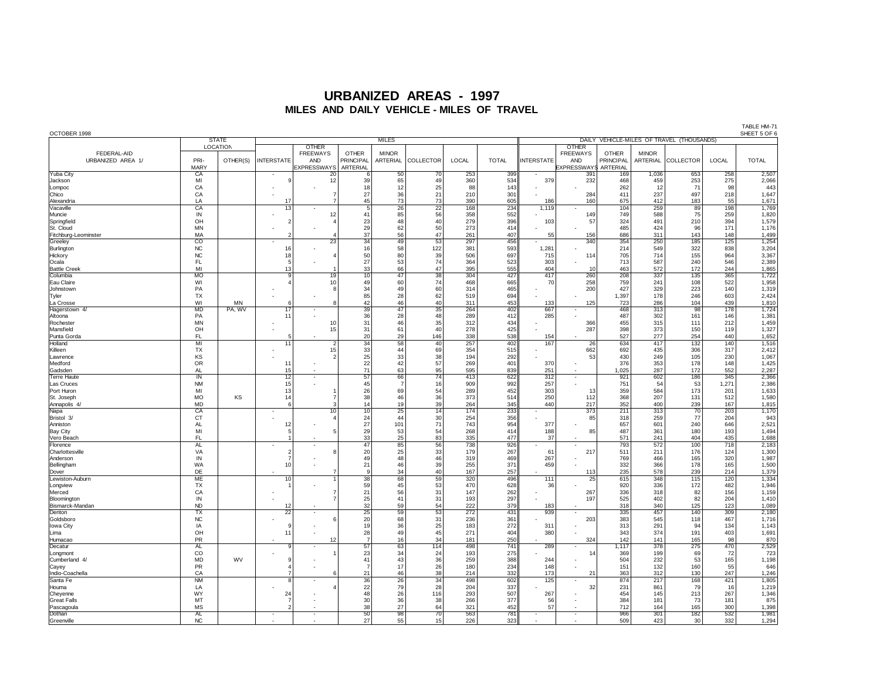# URBANIZED AREAS - 1997

## MILES AND DAILY VEHICLE - MILES OF TRAVEL

OCTOBER 1998

TABLE HM-71
SHEET 5 OF 6

| FEDERAL-AID URBANIZED AREA 1/ | STATE LOCATION | | MILES | | | | | | | DAILY VEHICLE-MILES OF TRAVEL (THOUSANDS) | | | | | | |
|---|---|---|---|---|---|---|---|---|---|---|---|---|---|---|---|---|
| | PRIMARY | OTHER(S) | INTERSTATE | OTHER FREEWAYS AND EXPRESSWAYS | OTHER PRINCIPAL ARTERIAL | MINOR ARTERIAL | COLLECTOR | LOCAL | TOTAL | INTERSTATE | OTHER FREEWAYS AND EXPRESSWAYS | OTHER PRINCIPAL ARTERIAL | MINOR ARTERIAL | COLLECTOR | LOCAL | TOTAL |
| Yuba City | CA | | - | 20 | 6 | 50 | 70 | 253 | 399 | - | 391 | 169 | 1,036 | 653 | 258 | 2,507 |
| Jackson | MI | | 9 | 12 | 39 | 65 | 49 | 360 | 534 | 379 | 232 | 468 | 459 | 253 | 275 | 2,066 |
| Lompoc | CA | | - | - | 18 | 12 | 25 | 88 | 143 | - | - | 262 | 12 | 71 | 98 | 443 |
| Chico | CA | | - | 7 | 27 | 36 | 21 | 210 | 301 | - | 284 | 411 | 237 | 497 | 218 | 1,647 |
| Alexandria | LA | | 17 | 7 | 45 | 73 | 73 | 390 | 605 | 186 | 160 | 675 | 412 | 183 | 55 | 1,671 |
| Vacaville | CA | | 13 | - | 5 | 26 | 22 | 168 | 234 | 1,119 | - | 104 | 259 | 89 | 198 | 1,769 |
| Muncie | IN | | - | 12 | 41 | 85 | 56 | 358 | 552 | - | 149 | 749 | 588 | 75 | 259 | 1,820 |
| Springfield | OH | | 2 | 4 | 23 | 48 | 40 | 279 | 396 | 103 | 57 | 324 | 491 | 210 | 394 | 1,579 |
| St. Cloud | MN | | - | - | 29 | 62 | 50 | 273 | 414 | - | - | 485 | 424 | 96 | 171 | 1,176 |
| Fitchburg-Leominster | MA | | 2 | 4 | 37 | 56 | 47 | 261 | 407 | 55 | 156 | 686 | 311 | 143 | 148 | 1,499 |
| Greeley | CO | | - | 23 | 34 | 49 | 53 | 297 | 456 | - | 340 | 354 | 250 | 185 | 125 | 1,254 |
| Burlington | NC | | 16 | - | 16 | 58 | 122 | 381 | 593 | 1,281 | - | 214 | 549 | 322 | 838 | 3,204 |
| Hickory | NC | | 18 | 4 | 50 | 80 | 39 | 506 | 697 | 715 | 114 | 705 | 714 | 155 | 964 | 3,367 |
| Ocala | FL | | 5 | - | 27 | 53 | 74 | 364 | 523 | 303 | - | 713 | 587 | 240 | 546 | 2,389 |
| Battle Creek | MI | | 13 | 1 | 33 | 66 | 47 | 395 | 555 | 404 | 10 | 463 | 572 | 172 | 244 | 1,865 |
| Columbia | MO | | 9 | 19 | 10 | 47 | 38 | 304 | 427 | 417 | 260 | 208 | 337 | 135 | 365 | 1,722 |
| Eau Claire | WI | | 4 | 10 | 49 | 60 | 74 | 468 | 665 | 70 | 258 | 759 | 241 | 108 | 522 | 1,958 |
| Johnstown | PA | | - | 8 | 34 | 49 | 60 | 314 | 465 | - | 200 | 427 | 329 | 223 | 140 | 1,319 |
| Tyler | TX | | - | - | 85 | 28 | 62 | 519 | 694 | - | - | 1,397 | 178 | 246 | 603 | 2,424 |
| La Crosse | WI | MN | 6 | 8 | 42 | 46 | 40 | 311 | 453 | 133 | 125 | 723 | 286 | 104 | 439 | 1,810 |
| Hagerstown 4/ | MD | PA, WV | 17 | - | 39 | 47 | 35 | 264 | 402 | 667 | - | 468 | 313 | 98 | 178 | 1,724 |
| Altoona | PA | | 11 | - | 36 | 28 | 48 | 289 | 412 | 285 | - | 487 | 302 | 161 | 146 | 1,381 |
| Rochester | MN | | - | 10 | 31 | 46 | 35 | 312 | 434 | - | 366 | 455 | 315 | 111 | 212 | 1,459 |
| Mansfield | OH | | - | 15 | 31 | 61 | 40 | 278 | 425 | - | 287 | 398 | 373 | 150 | 119 | 1,327 |
| Punta Gorda | FL | | 5 | - | 20 | 29 | 146 | 338 | 538 | 154 | - | 527 | 277 | 254 | 440 | 1,652 |
| Holland | MI | | 11 | 2 | 34 | 58 | 40 | 257 | 402 | 167 | 26 | 634 | 417 | 132 | 140 | 1,516 |
| Killeen | TX | | - | 15 | 33 | 44 | 69 | 354 | 515 | - | 662 | 692 | 435 | 306 | 317 | 2,412 |
| Lawrence | KS | | - | 2 | 25 | 33 | 38 | 194 | 292 | - | 53 | 430 | 249 | 105 | 230 | 1,067 |
| Medford | OR | | 11 | - | 22 | 42 | 57 | 269 | 401 | 370 | - | 376 | 353 | 178 | 148 | 1,425 |
| Gadsden | AL | | 15 | - | 71 | 63 | 95 | 595 | 839 | 251 | - | 1,025 | 287 | 172 | 552 | 2,287 |
| Terre Haute | IN | | 12 | - | 57 | 66 | 74 | 413 | 622 | 312 | - | 921 | 602 | 186 | 345 | 2,366 |
| Las Cruces | NM | | 15 | - | 45 | 7 | 16 | 909 | 992 | 257 | - | 751 | 54 | 53 | 1,271 | 2,386 |
| Port Huron | MI | | 13 | 1 | 26 | 69 | 54 | 289 | 452 | 303 | 13 | 359 | 584 | 173 | 201 | 1,633 |
| St. Joseph | MO | KS | 14 | 7 | 38 | 46 | 36 | 373 | 514 | 250 | 112 | 368 | 207 | 131 | 512 | 1,580 |
| Annapolis 4/ | MD | | 6 | 3 | 14 | 19 | 39 | 264 | 345 | 440 | 217 | 352 | 400 | 239 | 167 | 1,815 |
| Napa | CA | | - | 10 | 10 | 25 | 14 | 174 | 233 | - | 373 | 211 | 313 | 70 | 203 | 1,170 |
| Bristol 3/ | CT | | - | 4 | 24 | 44 | 30 | 254 | 356 | - | 85 | 318 | 259 | 77 | 204 | 943 |
| Anniston | AL | | 12 | - | 27 | 101 | 71 | 743 | 954 | 377 | - | 657 | 601 | 240 | 646 | 2,521 |
| Bay City | MI | | 5 | 5 | 29 | 53 | 54 | 268 | 414 | 188 | 85 | 487 | 361 | 180 | 193 | 1,494 |
| Vero Beach | FL | | 1 | - | 33 | 25 | 83 | 335 | 477 | 37 | - | 571 | 241 | 404 | 435 | 1,688 |
| Florence | AL | | - | - | 47 | 85 | 56 | 738 | 926 | - | - | 793 | 572 | 100 | 718 | 2,183 |
| Charlottesville | VA | | 2 | 8 | 20 | 25 | 33 | 179 | 267 | 61 | 217 | 511 | 211 | 176 | 124 | 1,300 |
| Anderson | IN | | 7 | - | 49 | 48 | 46 | 319 | 469 | 267 | - | 769 | 466 | 165 | 320 | 1,987 |
| Bellingham | WA | | 10 | - | 21 | 46 | 39 | 255 | 371 | 459 | - | 332 | 366 | 178 | 165 | 1,500 |
| Dover | DE | | - | 7 | 9 | 34 | 40 | 167 | 257 | - | 113 | 235 | 578 | 239 | 214 | 1,379 |
| Lewiston-Auburn | ME | | 10 | 1 | 38 | 68 | 59 | 320 | 496 | 111 | 25 | 615 | 348 | 115 | 120 | 1,334 |
| Longview | TX | | 1 | - | 59 | 45 | 53 | 470 | 628 | 36 | - | 920 | 336 | 172 | 482 | 1,946 |
| Merced | CA | | - | 7 | 21 | 56 | 31 | 147 | 262 | - | 267 | 336 | 318 | 82 | 156 | 1,159 |
| Bloomington | IN | | - | 7 | 25 | 41 | 31 | 193 | 297 | - | 197 | 525 | 402 | 82 | 204 | 1,410 |
| Bismarck-Mandan | ND | | 12 | - | 32 | 59 | 54 | 222 | 379 | 183 | - | 318 | 340 | 125 | 123 | 1,089 |
| Denton | TX | | 22 | - | 25 | 59 | 53 | 272 | 431 | 939 | - | 335 | 457 | 140 | 309 | 2,180 |
| Goldsboro | NC | | - | 6 | 20 | 68 | 31 | 236 | 361 | - | 203 | 383 | 545 | 118 | 467 | 1,716 |
| Iowa City | IA | | 9 | - | 19 | 36 | 25 | 183 | 272 | 311 | - | 313 | 291 | 94 | 134 | 1,143 |
| Lima | OH | | 11 | - | 28 | 49 | 45 | 271 | 404 | 380 | - | 343 | 374 | 191 | 403 | 1,691 |
| Humacao | PR | | - | 12 | 7 | 16 | 34 | 181 | 250 | - | 324 | 142 | 141 | 165 | 98 | 870 |
| Decatur | AL | | 9 | - | 57 | 63 | 114 | 498 | 741 | 289 | - | 1,117 | 378 | 275 | 470 | 2,529 |
| Longmont | CO | | - | 1 | 23 | 34 | 24 | 193 | 275 | - | 14 | 369 | 199 | 69 | 72 | 723 |
| Cumberland 4/ | MD | WV | 9 | - | 41 | 43 | 36 | 259 | 388 | 244 | - | 504 | 232 | 53 | 165 | 1,198 |
| Cayey | PR | | 4 | - | 7 | 17 | 26 | 180 | 234 | 148 | - | 151 | 132 | 160 | 55 | 646 |
| Indio-Coachella | CA | | 7 | 6 | 21 | 46 | 38 | 214 | 332 | 173 | 21 | 363 | 312 | 130 | 247 | 1,246 |
| Santa Fe | NM | | 8 | - | 36 | 26 | 34 | 498 | 602 | 125 | - | 874 | 217 | 168 | 421 | 1,805 |
| Houma | LA | | - | 4 | 22 | 79 | 28 | 204 | 337 | - | 32 | 231 | 861 | 79 | 16 | 1,219 |
| Cheyenne | WY | | 24 | - | 48 | 26 | 116 | 293 | 507 | 267 | - | 454 | 145 | 213 | 267 | 1,346 |
| Great Falls | MT | | 7 | - | 30 | 36 | 38 | 266 | 377 | 56 | - | 384 | 181 | 73 | 181 | 875 |
| Pascagoula | MS | | 2 | - | 38 | 27 | 64 | 321 | 452 | 57 | - | 712 | 164 | 165 | 300 | 1,398 |
| Dothan | AL | | - | - | 50 | 98 | 70 | 563 | 781 | - | - | 966 | 301 | 182 | 532 | 1,981 |
| Greenville | NC | | - | - | 27 | 55 | 15 | 226 | 323 | - | - | 509 | 423 | 30 | 332 | 1,294 |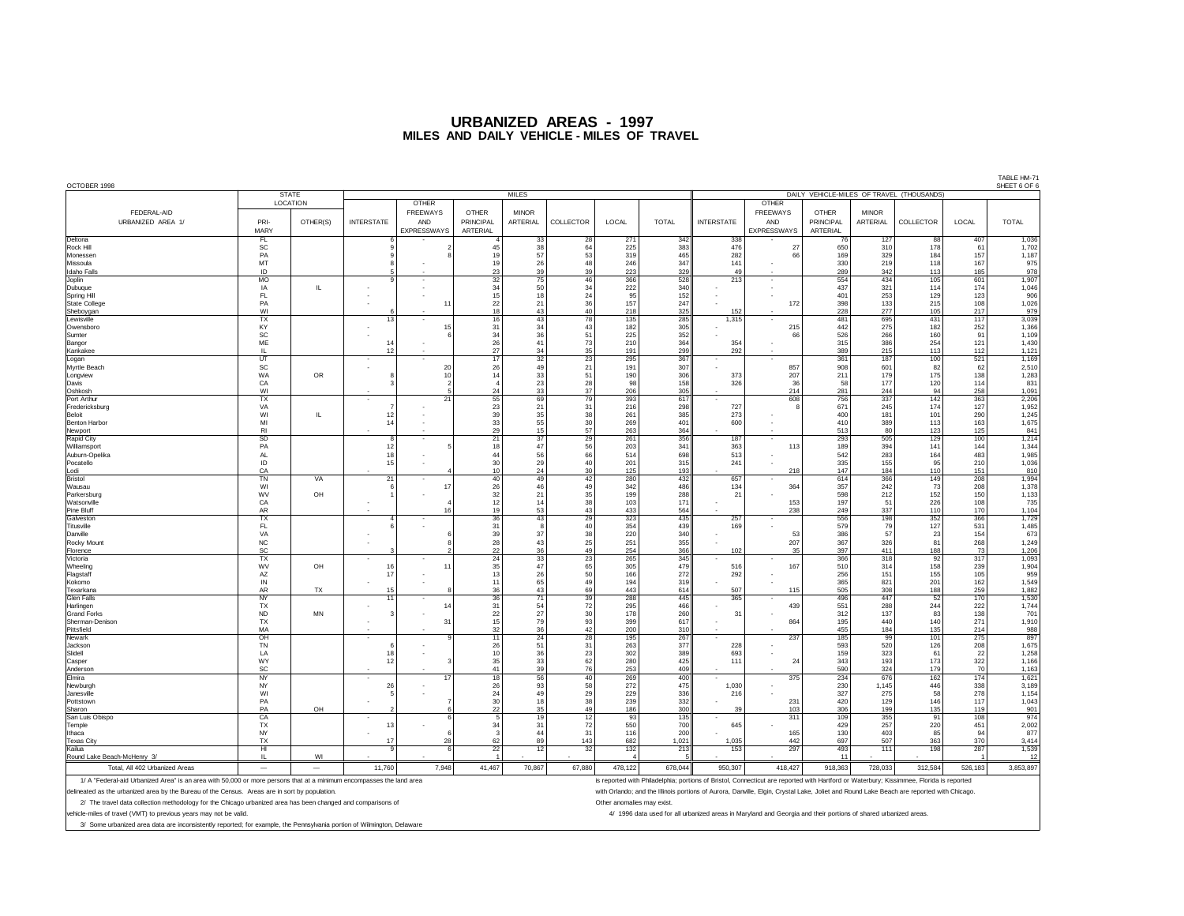# URBANIZED AREAS - 1997
## MILES AND DAILY VEHICLE - MILES OF TRAVEL

OCTOBER 1998

TABLE HM-71
SHEET 6 OF 6

| FEDERAL-AID URBANIZED AREA 1/ | STATE LOCATION | | MILES | | | | | | | DAILY VEHICLE-MILES OF TRAVEL (THOUSANDS) | | | | | | |
|---|---|---|---|---|---|---|---|---|---|---|---|---|---|---|---|---|
| | PRIMARY | OTHER(S) | INTERSTATE | OTHER FREEWAYS AND EXPRESSWAYS | OTHER PRINCIPAL ARTERIAL | MINOR ARTERIAL | COLLECTOR | LOCAL | TOTAL | INTERSTATE | OTHER FREEWAYS AND EXPRESSWAYS | OTHER PRINCIPAL ARTERIAL | MINOR ARTERIAL | COLLECTOR | LOCAL | TOTAL |
| Deltona | FL | | 6 | - | 4 | 33 | 28 | 271 | 342 | 338 | - | 76 | 127 | 88 | 407 | 1,036 |
| Rock Hill | SC | | 9 | 2 | 45 | 38 | 64 | 225 | 383 | 476 | 27 | 650 | 310 | 178 | 61 | 1,702 |
| Monessen | PA | | 9 | 8 | 19 | 57 | 53 | 319 | 465 | 282 | 66 | 169 | 329 | 184 | 157 | 1,187 |
| Missoula | MT | | 8 | - | 19 | 26 | 48 | 246 | 347 | 141 | - | 330 | 219 | 118 | 167 | 975 |
| Idaho Falls | ID | | 5 | - | 23 | 39 | 39 | 223 | 329 | 49 | - | 289 | 342 | 113 | 185 | 978 |
| Joplin | MO | | 9 | - | 32 | 75 | 46 | 366 | 528 | 213 | - | 554 | 434 | 105 | 601 | 1,907 |
| Dubuque | IA | IL | - | - | 34 | 50 | 34 | 222 | 340 | - | - | 437 | 321 | 114 | 174 | 1,046 |
| Spring Hill | FL | | - | - | 15 | 18 | 24 | 95 | 152 | - | - | 401 | 253 | 129 | 123 | 906 |
| State College | PA | | - | 11 | 22 | 21 | 36 | 157 | 247 | - | 172 | 398 | 133 | 215 | 108 | 1,026 |
| Sheboygan | WI | | 6 | - | 18 | 43 | 40 | 218 | 325 | 152 | - | 228 | 277 | 105 | 217 | 979 |
| Lewisville | TX | | 13 | - | 16 | 43 | 78 | 135 | 285 | 1,315 | - | 481 | 695 | 431 | 117 | 3,039 |
| Owensboro | KY | | - | 15 | 31 | 34 | 43 | 182 | 305 | - | 215 | 442 | 275 | 182 | 252 | 1,366 |
| Sumter | SC | | - | 6 | 34 | 36 | 51 | 225 | 352 | - | 66 | 526 | 266 | 160 | 91 | 1,109 |
| Bangor | ME | | 14 | - | 26 | 41 | 73 | 210 | 364 | 354 | - | 315 | 386 | 254 | 121 | 1,430 |
| Kankakee | IL | | 12 | - | 27 | 34 | 35 | 191 | 299 | 292 | - | 389 | 215 | 113 | 112 | 1,121 |
| Logan | UT | | - | - | 17 | 32 | 23 | 295 | 367 | - | - | 361 | 187 | 100 | 521 | 1,169 |
| Myrtle Beach | SC | | - | 20 | 26 | 49 | 21 | 191 | 307 | - | 857 | 908 | 601 | 82 | 62 | 2,510 |
| Longview | WA | OR | 8 | 10 | 14 | 33 | 51 | 190 | 306 | 373 | 207 | 211 | 179 | 175 | 138 | 1,283 |
| Davis | CA | | 3 | 2 | 4 | 23 | 28 | 98 | 158 | 326 | 36 | 58 | 177 | 120 | 114 | 831 |
| Oshkosh | WI | | - | 5 | 24 | 33 | 37 | 206 | 305 | - | 214 | 281 | 244 | 94 | 258 | 1,091 |
| Port Arthur | TX | | - | 21 | 55 | 69 | 79 | 393 | 617 | - | 608 | 756 | 337 | 142 | 363 | 2,206 |
| Fredericksburg | VA | | 7 | - | 23 | 21 | 31 | 216 | 298 | 727 | 8 | 671 | 245 | 174 | 127 | 1,952 |
| Beloit | WI | IL | 12 | - | 39 | 35 | 38 | 261 | 385 | 273 | - | 400 | 181 | 101 | 290 | 1,245 |
| Benton Harbor | MI | | 14 | - | 33 | 55 | 30 | 269 | 401 | 600 | - | 410 | 389 | 113 | 163 | 1,675 |
| Newport | RI | | - | - | 29 | 15 | 57 | 263 | 364 | - | - | 513 | 80 | 123 | 125 | 841 |
| Rapid City | SD | | 8 | - | 21 | 37 | 29 | 261 | 356 | 187 | - | 293 | 505 | 129 | 100 | 1,214 |
| Williamsport | PA | | 12 | 5 | 18 | 47 | 56 | 203 | 341 | 363 | 113 | 189 | 394 | 141 | 144 | 1,344 |
| Auburn-Opelika | AL | | 18 | - | 44 | 56 | 66 | 514 | 698 | 513 | - | 542 | 283 | 164 | 483 | 1,985 |
| Pocatello | ID | | 15 | - | 30 | 29 | 40 | 201 | 315 | 241 | - | 335 | 155 | 95 | 210 | 1,036 |
| Lodi | CA | | - | 4 | 10 | 24 | 30 | 125 | 193 | - | 218 | 147 | 184 | 110 | 151 | 810 |
| Bristol | TN | VA | 21 | - | 40 | 49 | 42 | 280 | 432 | 657 | - | 614 | 366 | 149 | 208 | 1,994 |
| Wausau | WI | | 6 | 17 | 26 | 46 | 49 | 342 | 486 | 134 | 364 | 357 | 242 | 73 | 208 | 1,378 |
| Parkersburg | WV | OH | 1 | - | 32 | 21 | 35 | 199 | 288 | 21 | - | 598 | 212 | 152 | 150 | 1,133 |
| Watsonville | CA | | - | 4 | 12 | 14 | 38 | 103 | 171 | - | 153 | 197 | 51 | 226 | 108 | 735 |
| Pine Bluff | AR | | - | 16 | 19 | 53 | 43 | 433 | 564 | - | 238 | 249 | 337 | 110 | 170 | 1,104 |
| Galveston | TX | | 4 | - | 36 | 43 | 29 | 323 | 435 | 257 | - | 556 | 198 | 352 | 366 | 1,729 |
| Titusville | FL | | 6 | - | 31 | 8 | 40 | 354 | 439 | 169 | - | 579 | 79 | 127 | 531 | 1,485 |
| Danville | VA | | - | 6 | 39 | 37 | 38 | 220 | 340 | - | 53 | 386 | 57 | 23 | 154 | 673 |
| Rocky Mount | NC | | - | 8 | 28 | 43 | 25 | 251 | 355 | - | 207 | 367 | 326 | 81 | 268 | 1,249 |
| Florence | SC | | 3 | 2 | 22 | 36 | 49 | 254 | 366 | 102 | 35 | 397 | 411 | 188 | 73 | 1,206 |
| Victoria | TX | | - | - | 24 | 33 | 23 | 265 | 345 | - | - | 366 | 318 | 92 | 317 | 1,093 |
| Wheeling | WV | OH | 16 | 11 | 35 | 47 | 65 | 305 | 479 | 516 | 167 | 510 | 314 | 158 | 239 | 1,904 |
| Flagstaff | AZ | | 17 | - | 13 | 26 | 50 | 166 | 272 | 292 | - | 256 | 151 | 155 | 105 | 959 |
| Kokomo | IN | | - | - | 11 | 65 | 49 | 194 | 319 | - | - | 365 | 821 | 201 | 162 | 1,549 |
| Texarkana | AR | TX | 15 | 8 | 36 | 43 | 69 | 443 | 614 | 507 | 115 | 505 | 308 | 188 | 259 | 1,882 |
| Glen Falls | NY | | 11 | - | 36 | 71 | 39 | 288 | 445 | 365 | - | 496 | 447 | 52 | 170 | 1,530 |
| Harlingen | TX | | - | 14 | 31 | 54 | 72 | 295 | 466 | - | 439 | 551 | 288 | 244 | 222 | 1,744 |
| Grand Forks | ND | MN | 3 | - | 22 | 27 | 30 | 178 | 260 | 31 | - | 312 | 137 | 83 | 138 | 701 |
| Sherman-Denison | TX | | - | 31 | 15 | 79 | 93 | 399 | 617 | - | 864 | 195 | 440 | 140 | 271 | 1,910 |
| Pittsfield | MA | | - | - | 32 | 36 | 42 | 200 | 310 | - | - | 455 | 184 | 135 | 214 | 988 |
| Newark | OH | | - | 9 | 11 | 24 | 28 | 195 | 267 | - | 237 | 185 | 99 | 101 | 275 | 897 |
| Jackson | TN | | 6 | - | 26 | 51 | 31 | 263 | 377 | 228 | - | 593 | 520 | 126 | 208 | 1,675 |
| Slidell | LA | | 18 | - | 10 | 36 | 23 | 302 | 389 | 693 | - | 159 | 323 | 61 | 22 | 1,258 |
| Casper | WY | | 12 | 3 | 35 | 33 | 62 | 280 | 425 | 111 | 24 | 343 | 193 | 173 | 322 | 1,166 |
| Anderson | SC | | - | - | 41 | 39 | 76 | 253 | 409 | - | - | 590 | 324 | 179 | 70 | 1,163 |
| Elmira | NY | | - | 17 | 18 | 56 | 40 | 269 | 400 | - | 375 | 234 | 676 | 162 | 174 | 1,621 |
| Newburgh | NY | | 26 | - | 26 | 93 | 58 | 272 | 475 | 1,030 | - | 230 | 1,145 | 446 | 338 | 3,189 |
| Janesville | WI | | 5 | - | 24 | 49 | 29 | 229 | 336 | 216 | - | 327 | 275 | 58 | 278 | 1,154 |
| Pottstown | PA | | - | 7 | 30 | 18 | 38 | 239 | 332 | - | 231 | 420 | 129 | 146 | 117 | 1,043 |
| Sharon | PA | OH | 2 | 6 | 22 | 35 | 49 | 186 | 300 | 39 | 103 | 306 | 199 | 135 | 119 | 901 |
| San Luis Obispo | CA | | - | 6 | 5 | 19 | 12 | 93 | 135 | - | 311 | 109 | 355 | 91 | 108 | 974 |
| Temple | TX | | 13 | - | 34 | 31 | 72 | 550 | 700 | 645 | - | 429 | 257 | 220 | 451 | 2,002 |
| Ithaca | NY | | - | 6 | 3 | 44 | 31 | 116 | 200 | - | 165 | 130 | 403 | 85 | 94 | 877 |
| Texas City | TX | | 17 | 28 | 62 | 89 | 143 | 682 | 1,021 | 1,035 | 442 | 697 | 507 | 363 | 370 | 3,414 |
| Kailua | HI | | 9 | 6 | 22 | 12 | 32 | 132 | 213 | 153 | 297 | 493 | 111 | 198 | 287 | 1,539 |
| Round Lake Beach-McHenry 3/ | IL | WI | - | - | 1 | - | - | 4 | 5 | - | - | 11 | - | - | 1 | 12 |
| Total, All 402 Urbanized Areas | — | — | 11,760 | 7,948 | 41,467 | 70,867 | 67,880 | 478,122 | 678,044 | 950,307 | 418,427 | 918,363 | 728,033 | 312,584 | 526,183 | 3,853,897 |

1/ A "Federal-aid Urbanized Area" is an area with 50,000 or more persons that at a minimum encompasses the land area delineated as the urbanized area by the Bureau of the Census. Areas are in sort by population.

2/ The travel data collection methodology for the Chicago urbanized area has been changed and comparisons of vehicle-miles of travel (VMT) to previous years may not be valid.

3/ Some urbanized area data are inconsistently reported; for example, the Pennsylvania portion of Wilmington, Delaware is reported with Philadelphia; portions of Bristol, Connecticut are reported with Hartford or Waterbury; Kissimmee, Florida is reported with Orlando; and the Illinois portions of Aurora, Danville, Elgin, Crystal Lake, Joliet and Round Lake Beach are reported with Chicago. Other anomalies may exist.

4/ 1996 data used for all urbanized areas in Maryland and Georgia and their portions of shared urbanized areas.